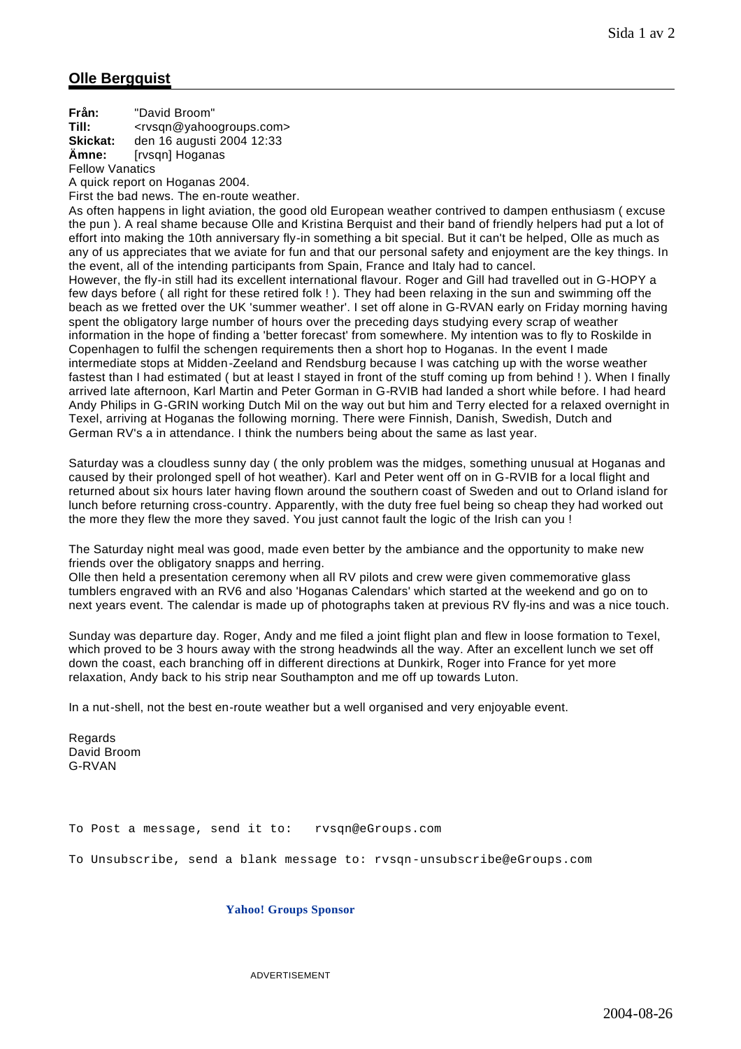## Olle Bergquist

**Från:** "David Broom"
**Till:** <rvsqn@yahoogroups.com>
**Skickat:** den 16 augusti 2004 12:33
**Ämne:** [rvsqn] Hoganas

Fellow Vanatics

A quick report on Hoganas 2004.

First the bad news. The en-route weather.

As often happens in light aviation, the good old European weather contrived to dampen enthusiasm ( excuse the pun ). A real shame because Olle and Kristina Berquist and their band of friendly helpers had put a lot of effort into making the 10th anniversary fly-in something a bit special. But it can't be helped, Olle as much as any of us appreciates that we aviate for fun and that our personal safety and enjoyment are the key things. In the event, all of the intending participants from Spain, France and Italy had to cancel.

However, the fly-in still had its excellent international flavour. Roger and Gill had travelled out in G-HOPY a few days before ( all right for these retired folk ! ). They had been relaxing in the sun and swimming off the beach as we fretted over the UK 'summer weather'. I set off alone in G-RVAN early on Friday morning having spent the obligatory large number of hours over the preceding days studying every scrap of weather information in the hope of finding a 'better forecast' from somewhere. My intention was to fly to Roskilde in Copenhagen to fulfil the schengen requirements then a short hop to Hoganas. In the event I made intermediate stops at Midden-Zeeland and Rendsburg because I was catching up with the worse weather fastest than I had estimated ( but at least I stayed in front of the stuff coming up from behind ! ). When I finally arrived late afternoon, Karl Martin and Peter Gorman in G-RVIB had landed a short while before. I had heard Andy Philips in G-GRIN working Dutch Mil on the way out but him and Terry elected for a relaxed overnight in Texel, arriving at Hoganas the following morning. There were Finnish, Danish, Swedish, Dutch and German RV's a in attendance. I think the numbers being about the same as last year.

Saturday was a cloudless sunny day ( the only problem was the midges, something unusual at Hoganas and caused by their prolonged spell of hot weather). Karl and Peter went off on in G-RVIB for a local flight and returned about six hours later having flown around the southern coast of Sweden and out to Orland island for lunch before returning cross-country. Apparently, with the duty free fuel being so cheap they had worked out the more they flew the more they saved. You just cannot fault the logic of the Irish can you !

The Saturday night meal was good, made even better by the ambiance and the opportunity to make new friends over the obligatory snapps and herring.

Olle then held a presentation ceremony when all RV pilots and crew were given commemorative glass tumblers engraved with an RV6 and also 'Hoganas Calendars' which started at the weekend and go on to next years event. The calendar is made up of photographs taken at previous RV fly-ins and was a nice touch.

Sunday was departure day. Roger, Andy and me filed a joint flight plan and flew in loose formation to Texel, which proved to be 3 hours away with the strong headwinds all the way. After an excellent lunch we set off down the coast, each branching off in different directions at Dunkirk, Roger into France for yet more relaxation, Andy back to his strip near Southampton and me off up towards Luton.

In a nut-shell, not the best en-route weather but a well organised and very enjoyable event.

Regards
David Broom
G-RVAN

```
To Post a message, send it to:   rvsqn@eGroups.com

To Unsubscribe, send a blank message to: rvsqn-unsubscribe@eGroups.com
```

**Yahoo! Groups Sponsor**

ADVERTISEMENT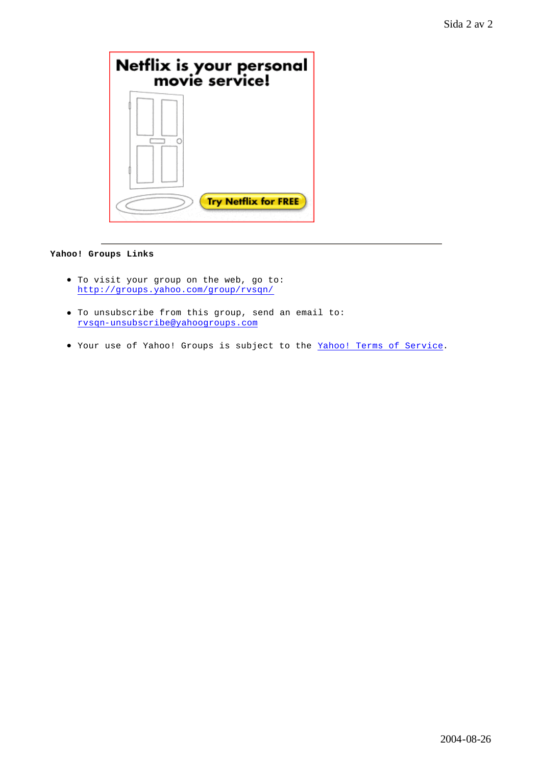**Yahoo! Groups Links**

- To visit your group on the web, go to:
  http://groups.yahoo.com/group/rvsqn/

- To unsubscribe from this group, send an email to:
  rvsqn-unsubscribe@yahoogroups.com

- Your use of Yahoo! Groups is subject to the Yahoo! Terms of Service.